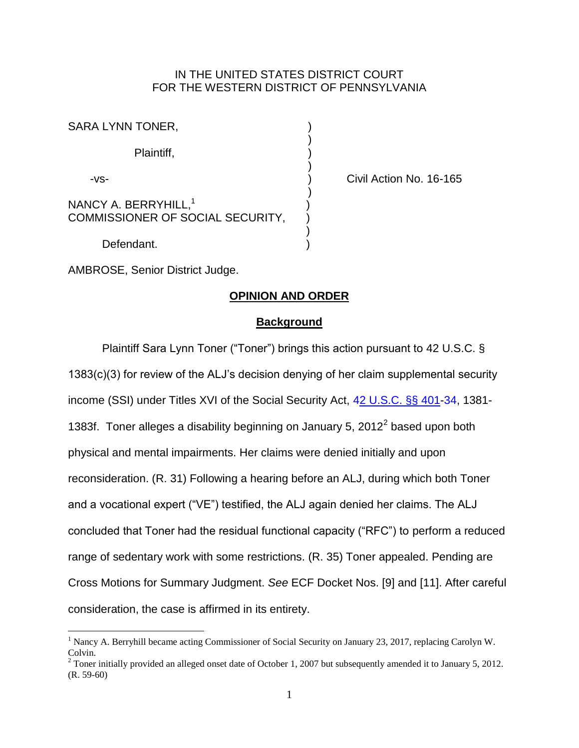IN THE UNITED STATES DISTRICT COURT
FOR THE WESTERN DISTRICT OF PENNSYLVANIA

SARA LYNN TONER,

Plaintiff,

-vs-

NANCY A. BERRYHILL,[1]
COMMISSIONER OF SOCIAL SECURITY,

Defendant.

Civil Action No. 16-165

AMBROSE, Senior District Judge.

**OPINION AND ORDER**

**Background**

Plaintiff Sara Lynn Toner ("Toner") brings this action pursuant to 42 U.S.C. § 1383(c)(3) for review of the ALJ's decision denying of her claim supplemental security income (SSI) under Titles XVI of the Social Security Act, 42 U.S.C. §§ 401-34, 1381-1383f. Toner alleges a disability beginning on January 5, 2012[2] based upon both physical and mental impairments. Her claims were denied initially and upon reconsideration. (R. 31) Following a hearing before an ALJ, during which both Toner and a vocational expert ("VE") testified, the ALJ again denied her claims. The ALJ concluded that Toner had the residual functional capacity ("RFC") to perform a reduced range of sedentary work with some restrictions. (R. 35) Toner appealed. Pending are Cross Motions for Summary Judgment. *See* ECF Docket Nos. [9] and [11]. After careful consideration, the case is affirmed in its entirety.

[1] Nancy A. Berryhill became acting Commissioner of Social Security on January 23, 2017, replacing Carolyn W. Colvin.

[2] Toner initially provided an alleged onset date of October 1, 2007 but subsequently amended it to January 5, 2012. (R. 59-60)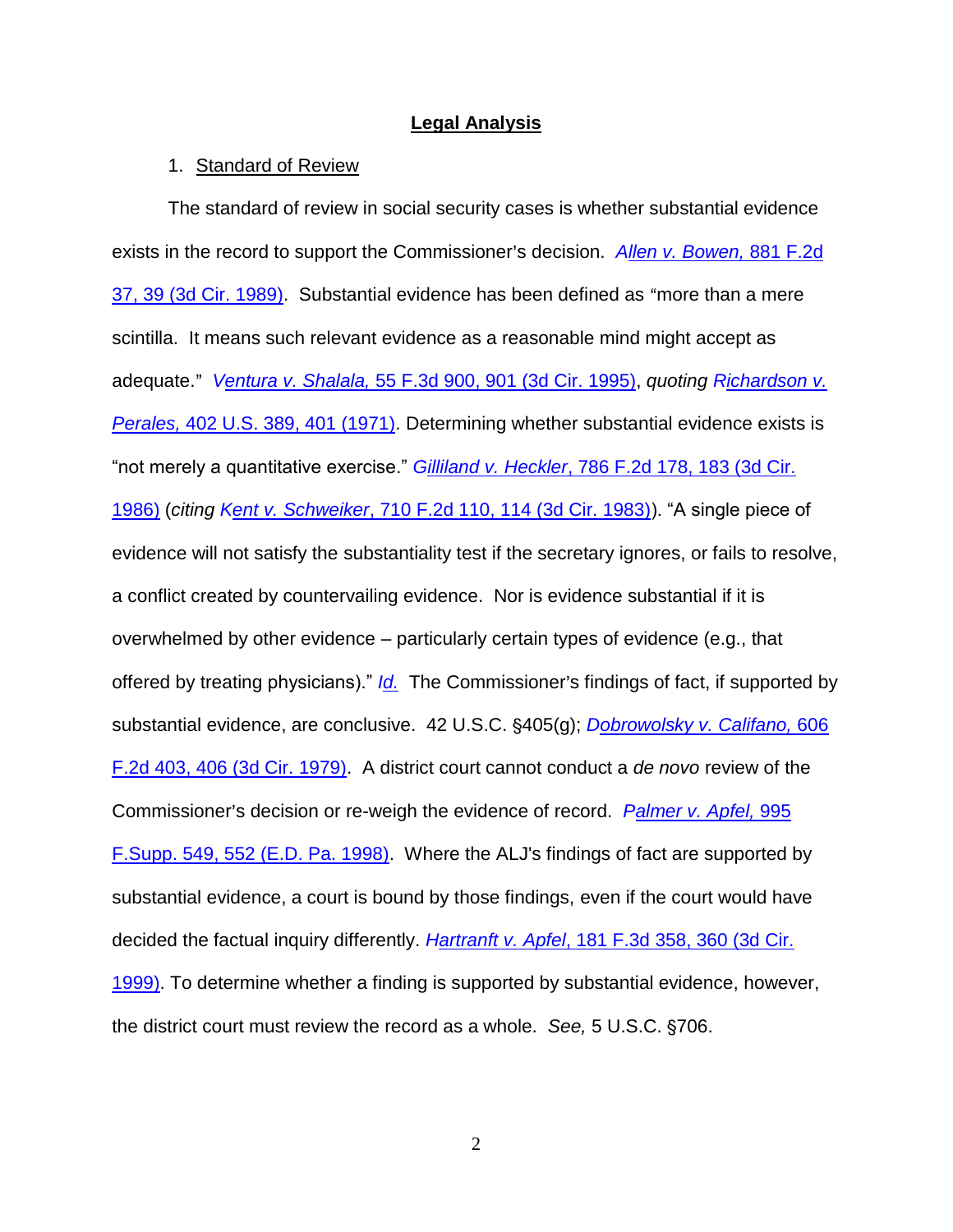## **Legal Analysis**

1. Standard of Review

The standard of review in social security cases is whether substantial evidence exists in the record to support the Commissioner's decision. *Allen v. Bowen,* 881 F.2d 37, 39 (3d Cir. 1989). Substantial evidence has been defined as "more than a mere scintilla. It means such relevant evidence as a reasonable mind might accept as adequate." *Ventura v. Shalala,* 55 F.3d 900, 901 (3d Cir. 1995), *quoting Richardson v. Perales,* 402 U.S. 389, 401 (1971). Determining whether substantial evidence exists is "not merely a quantitative exercise." *Gilliland v. Heckler*, 786 F.2d 178, 183 (3d Cir. 1986) (*citing Kent v. Schweiker*, 710 F.2d 110, 114 (3d Cir. 1983)). "A single piece of evidence will not satisfy the substantiality test if the secretary ignores, or fails to resolve, a conflict created by countervailing evidence. Nor is evidence substantial if it is overwhelmed by other evidence – particularly certain types of evidence (e.g., that offered by treating physicians)." *Id.* The Commissioner's findings of fact, if supported by substantial evidence, are conclusive. 42 U.S.C. §405(g); *Dobrowolsky v. Califano,* 606 F.2d 403, 406 (3d Cir. 1979). A district court cannot conduct a *de novo* review of the Commissioner's decision or re-weigh the evidence of record. *Palmer v. Apfel,* 995 F.Supp. 549, 552 (E.D. Pa. 1998). Where the ALJ's findings of fact are supported by substantial evidence, a court is bound by those findings, even if the court would have decided the factual inquiry differently. *Hartranft v. Apfel*, 181 F.3d 358, 360 (3d Cir. 1999). To determine whether a finding is supported by substantial evidence, however, the district court must review the record as a whole. *See,* 5 U.S.C. §706.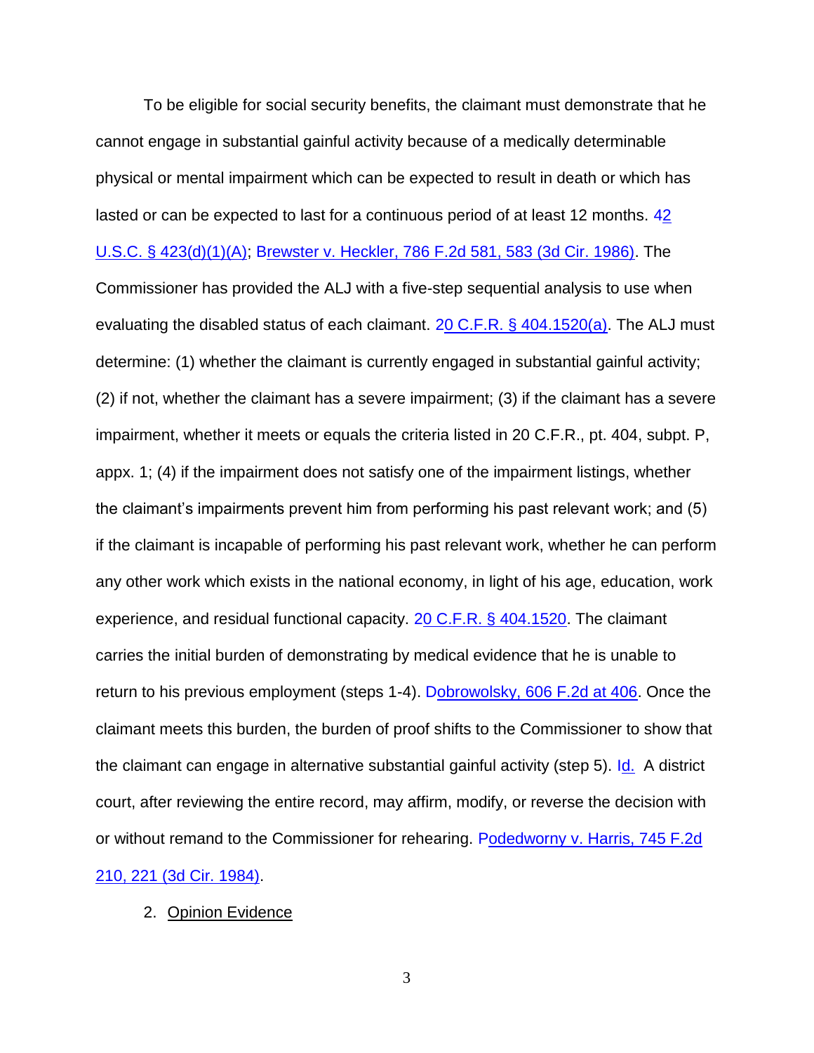To be eligible for social security benefits, the claimant must demonstrate that he cannot engage in substantial gainful activity because of a medically determinable physical or mental impairment which can be expected to result in death or which has lasted or can be expected to last for a continuous period of at least 12 months. 42 U.S.C. § 423(d)(1)(A); Brewster v. Heckler, 786 F.2d 581, 583 (3d Cir. 1986). The Commissioner has provided the ALJ with a five-step sequential analysis to use when evaluating the disabled status of each claimant. 20 C.F.R. § 404.1520(a). The ALJ must determine: (1) whether the claimant is currently engaged in substantial gainful activity; (2) if not, whether the claimant has a severe impairment; (3) if the claimant has a severe impairment, whether it meets or equals the criteria listed in 20 C.F.R., pt. 404, subpt. P, appx. 1; (4) if the impairment does not satisfy one of the impairment listings, whether the claimant's impairments prevent him from performing his past relevant work; and (5) if the claimant is incapable of performing his past relevant work, whether he can perform any other work which exists in the national economy, in light of his age, education, work experience, and residual functional capacity. 20 C.F.R. § 404.1520. The claimant carries the initial burden of demonstrating by medical evidence that he is unable to return to his previous employment (steps 1-4). Dobrowolsky, 606 F.2d at 406. Once the claimant meets this burden, the burden of proof shifts to the Commissioner to show that the claimant can engage in alternative substantial gainful activity (step 5). Id. A district court, after reviewing the entire record, may affirm, modify, or reverse the decision with or without remand to the Commissioner for rehearing. Podedworny v. Harris, 745 F.2d 210, 221 (3d Cir. 1984).

2. Opinion Evidence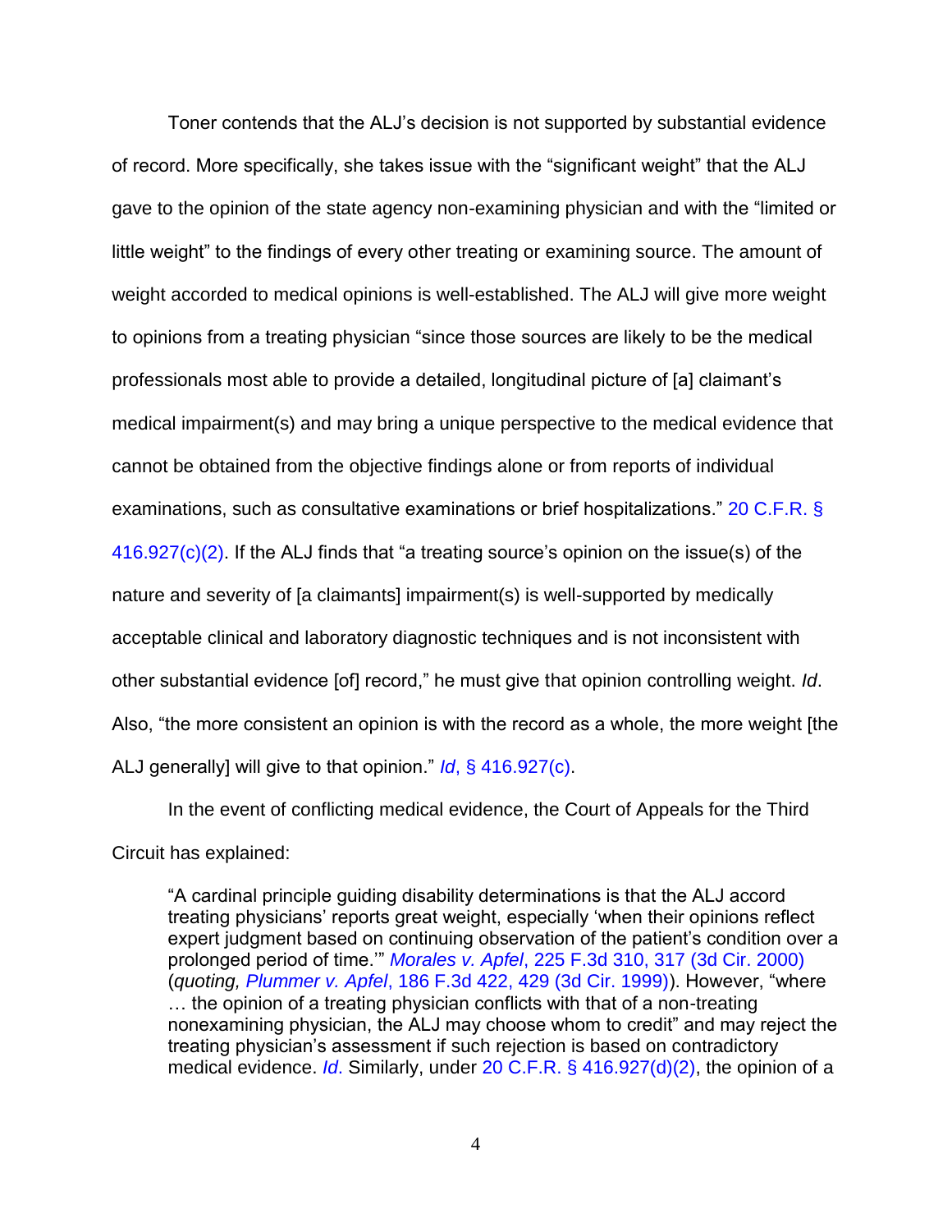Toner contends that the ALJ's decision is not supported by substantial evidence of record. More specifically, she takes issue with the "significant weight" that the ALJ gave to the opinion of the state agency non-examining physician and with the "limited or little weight" to the findings of every other treating or examining source. The amount of weight accorded to medical opinions is well-established. The ALJ will give more weight to opinions from a treating physician "since those sources are likely to be the medical professionals most able to provide a detailed, longitudinal picture of [a] claimant's medical impairment(s) and may bring a unique perspective to the medical evidence that cannot be obtained from the objective findings alone or from reports of individual examinations, such as consultative examinations or brief hospitalizations." 20 C.F.R. § 416.927(c)(2). If the ALJ finds that "a treating source's opinion on the issue(s) of the nature and severity of [a claimants] impairment(s) is well-supported by medically acceptable clinical and laboratory diagnostic techniques and is not inconsistent with other substantial evidence [of] record," he must give that opinion controlling weight. *Id*. Also, "the more consistent an opinion is with the record as a whole, the more weight [the ALJ generally] will give to that opinion." *Id*, § 416.927(c).

In the event of conflicting medical evidence, the Court of Appeals for the Third Circuit has explained:

> "A cardinal principle guiding disability determinations is that the ALJ accord treating physicians' reports great weight, especially 'when their opinions reflect expert judgment based on continuing observation of the patient's condition over a prolonged period of time.'" *Morales v. Apfel*, 225 F.3d 310, 317 (3d Cir. 2000) (*quoting, Plummer v. Apfel*, 186 F.3d 422, 429 (3d Cir. 1999)). However, "where … the opinion of a treating physician conflicts with that of a non-treating nonexamining physician, the ALJ may choose whom to credit" and may reject the treating physician's assessment if such rejection is based on contradictory medical evidence. *Id*. Similarly, under 20 C.F.R. § 416.927(d)(2), the opinion of a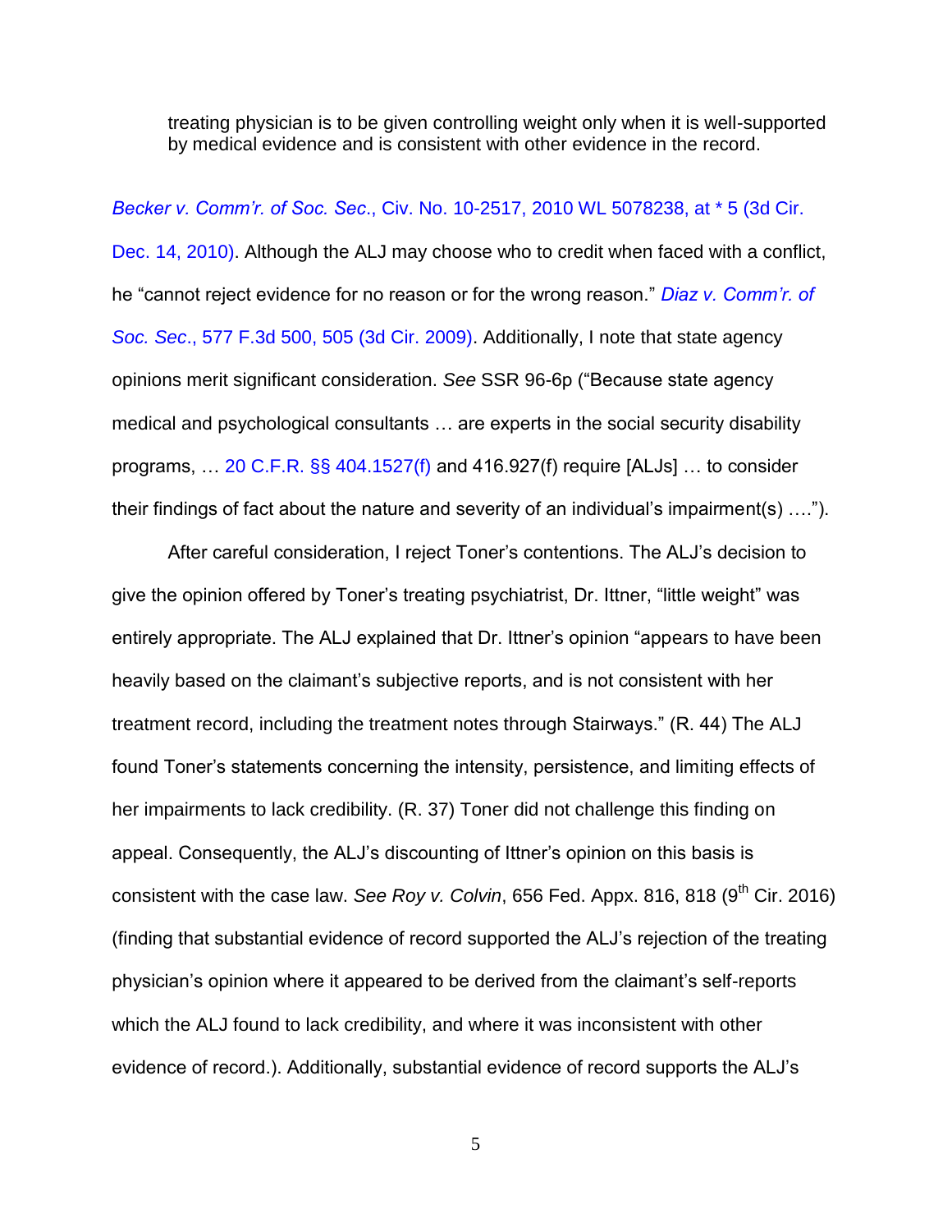treating physician is to be given controlling weight only when it is well-supported by medical evidence and is consistent with other evidence in the record.

*Becker v. Comm'r. of Soc. Sec*., Civ. No. 10-2517, 2010 WL 5078238, at * 5 (3d Cir. Dec. 14, 2010). Although the ALJ may choose who to credit when faced with a conflict, he "cannot reject evidence for no reason or for the wrong reason." *Diaz v. Comm'r. of Soc. Sec*., 577 F.3d 500, 505 (3d Cir. 2009). Additionally, I note that state agency opinions merit significant consideration. *See* SSR 96-6p ("Because state agency medical and psychological consultants … are experts in the social security disability programs, … 20 C.F.R. §§ 404.1527(f) and 416.927(f) require [ALJs] … to consider their findings of fact about the nature and severity of an individual's impairment(s) ….").

After careful consideration, I reject Toner's contentions. The ALJ's decision to give the opinion offered by Toner's treating psychiatrist, Dr. Ittner, "little weight" was entirely appropriate. The ALJ explained that Dr. Ittner's opinion "appears to have been heavily based on the claimant's subjective reports, and is not consistent with her treatment record, including the treatment notes through Stairways." (R. 44) The ALJ found Toner's statements concerning the intensity, persistence, and limiting effects of her impairments to lack credibility. (R. 37) Toner did not challenge this finding on appeal. Consequently, the ALJ's discounting of Ittner's opinion on this basis is consistent with the case law. *See Roy v. Colvin*, 656 Fed. Appx. 816, 818 (9th Cir. 2016) (finding that substantial evidence of record supported the ALJ's rejection of the treating physician's opinion where it appeared to be derived from the claimant's self-reports which the ALJ found to lack credibility, and where it was inconsistent with other evidence of record.). Additionally, substantial evidence of record supports the ALJ's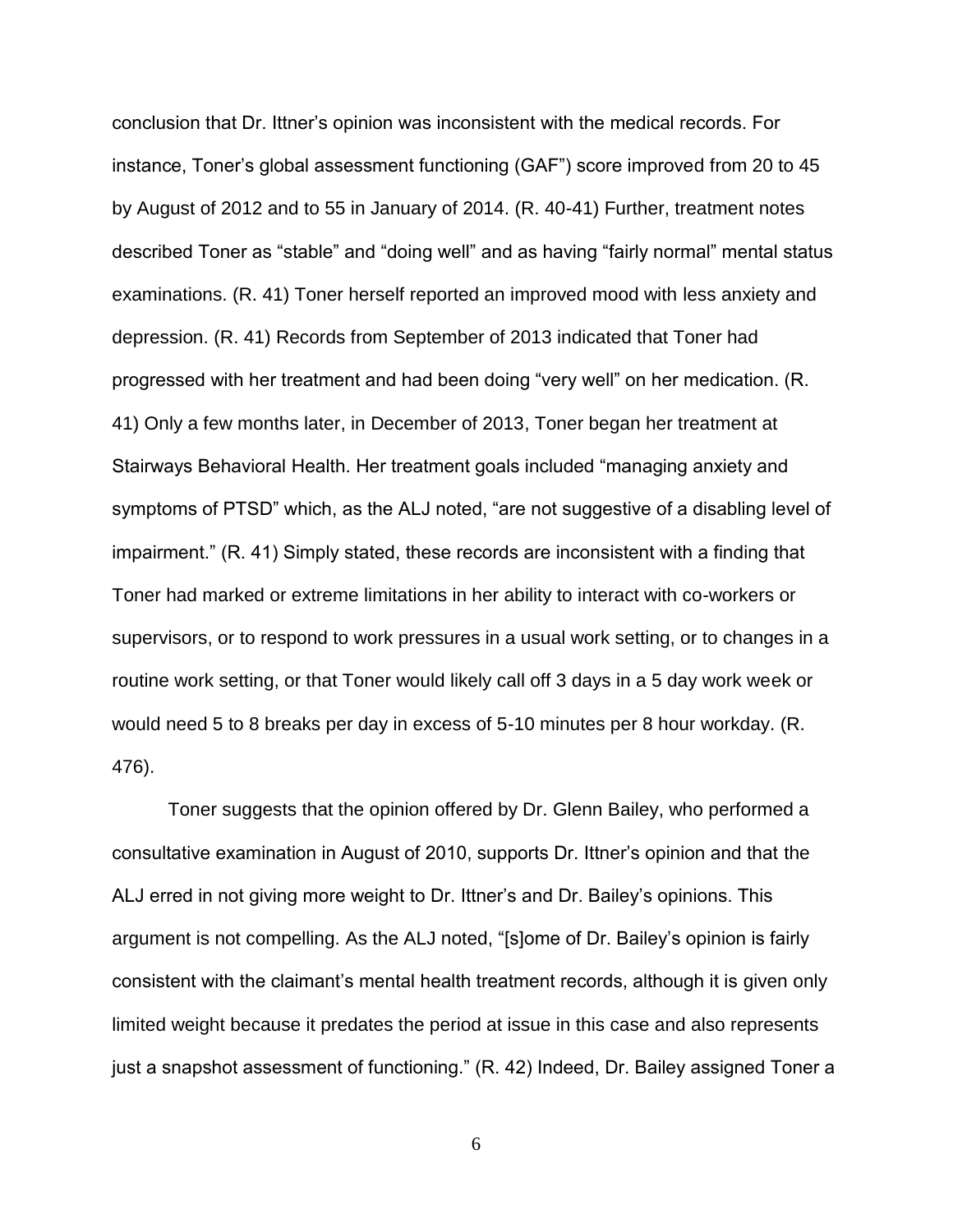conclusion that Dr. Ittner's opinion was inconsistent with the medical records. For instance, Toner's global assessment functioning (GAF") score improved from 20 to 45 by August of 2012 and to 55 in January of 2014. (R. 40-41) Further, treatment notes described Toner as "stable" and "doing well" and as having "fairly normal" mental status examinations. (R. 41) Toner herself reported an improved mood with less anxiety and depression. (R. 41) Records from September of 2013 indicated that Toner had progressed with her treatment and had been doing "very well" on her medication. (R. 41) Only a few months later, in December of 2013, Toner began her treatment at Stairways Behavioral Health. Her treatment goals included "managing anxiety and symptoms of PTSD" which, as the ALJ noted, "are not suggestive of a disabling level of impairment." (R. 41) Simply stated, these records are inconsistent with a finding that Toner had marked or extreme limitations in her ability to interact with co-workers or supervisors, or to respond to work pressures in a usual work setting, or to changes in a routine work setting, or that Toner would likely call off 3 days in a 5 day work week or would need 5 to 8 breaks per day in excess of 5-10 minutes per 8 hour workday. (R. 476).

Toner suggests that the opinion offered by Dr. Glenn Bailey, who performed a consultative examination in August of 2010, supports Dr. Ittner's opinion and that the ALJ erred in not giving more weight to Dr. Ittner's and Dr. Bailey's opinions. This argument is not compelling. As the ALJ noted, "[s]ome of Dr. Bailey's opinion is fairly consistent with the claimant's mental health treatment records, although it is given only limited weight because it predates the period at issue in this case and also represents just a snapshot assessment of functioning." (R. 42) Indeed, Dr. Bailey assigned Toner a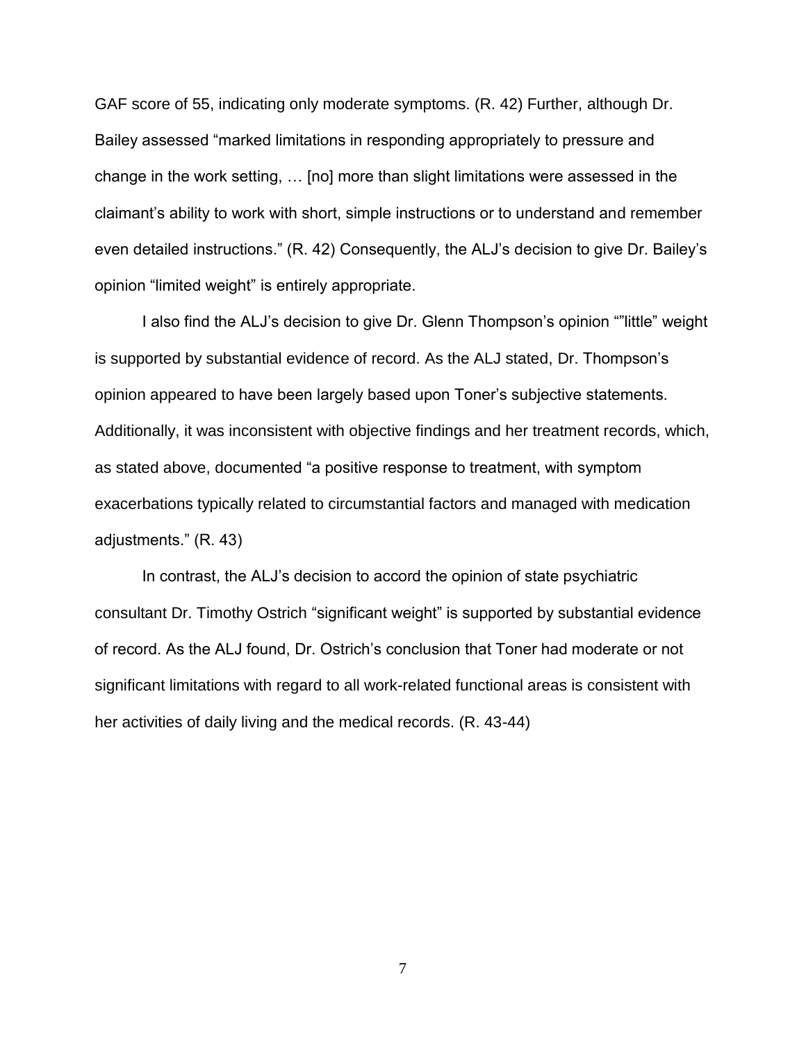GAF score of 55, indicating only moderate symptoms. (R. 42) Further, although Dr. Bailey assessed "marked limitations in responding appropriately to pressure and change in the work setting, … [no] more than slight limitations were assessed in the claimant's ability to work with short, simple instructions or to understand and remember even detailed instructions." (R. 42) Consequently, the ALJ's decision to give Dr. Bailey's opinion "limited weight" is entirely appropriate.

I also find the ALJ's decision to give Dr. Glenn Thompson's opinion ""little" weight is supported by substantial evidence of record. As the ALJ stated, Dr. Thompson's opinion appeared to have been largely based upon Toner's subjective statements. Additionally, it was inconsistent with objective findings and her treatment records, which, as stated above, documented "a positive response to treatment, with symptom exacerbations typically related to circumstantial factors and managed with medication adjustments." (R. 43)

In contrast, the ALJ's decision to accord the opinion of state psychiatric consultant Dr. Timothy Ostrich "significant weight" is supported by substantial evidence of record. As the ALJ found, Dr. Ostrich's conclusion that Toner had moderate or not significant limitations with regard to all work-related functional areas is consistent with her activities of daily living and the medical records. (R. 43-44)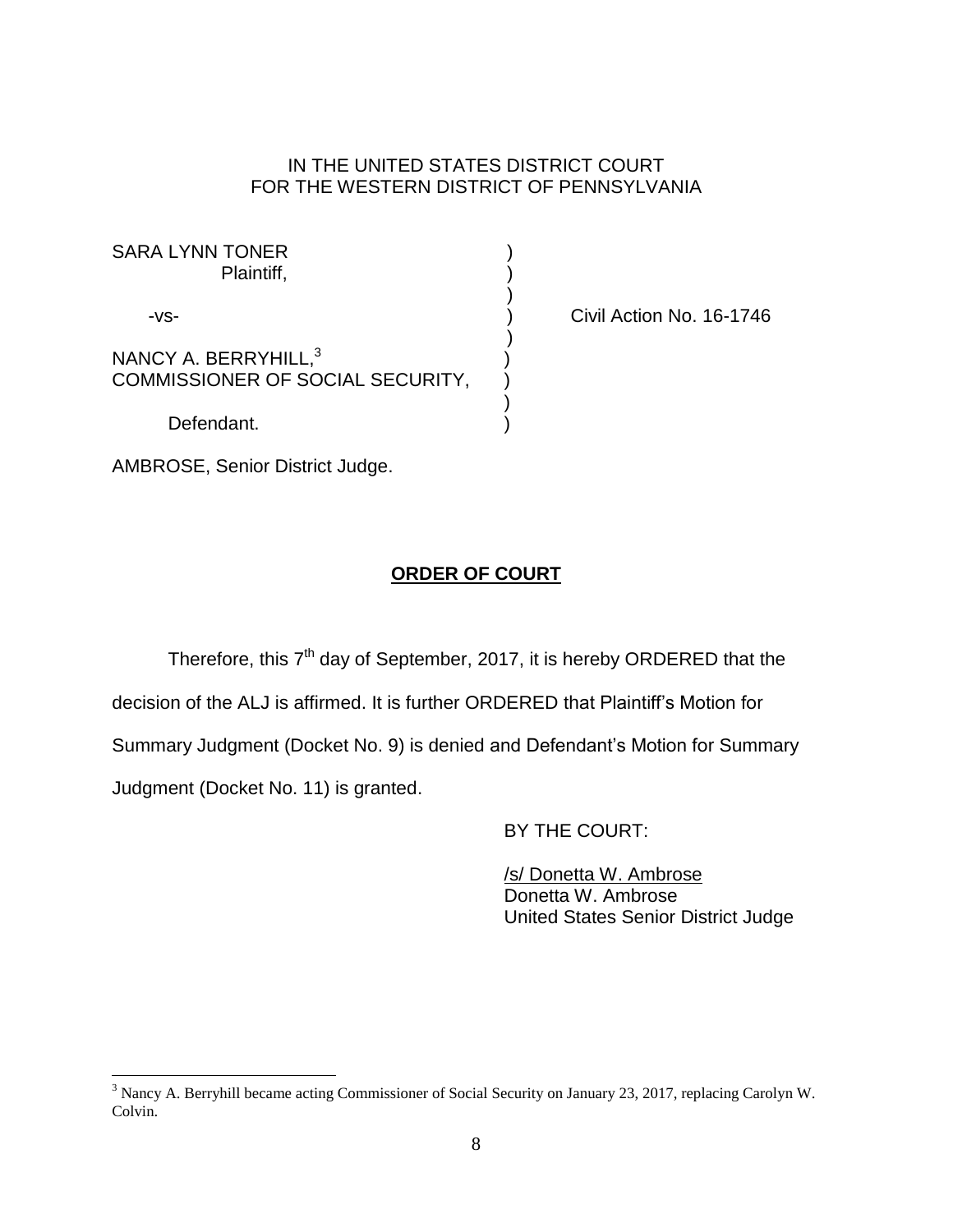IN THE UNITED STATES DISTRICT COURT
FOR THE WESTERN DISTRICT OF PENNSYLVANIA

SARA LYNN TONER
Plaintiff,

-vs-

NANCY A. BERRYHILL,[3]
COMMISSIONER OF SOCIAL SECURITY,

Defendant.

Civil Action No. 16-1746

AMBROSE, Senior District Judge.

**ORDER OF COURT**

Therefore, this 7th day of September, 2017, it is hereby ORDERED that the decision of the ALJ is affirmed. It is further ORDERED that Plaintiff's Motion for Summary Judgment (Docket No. 9) is denied and Defendant's Motion for Summary Judgment (Docket No. 11) is granted.

BY THE COURT:

/s/ Donetta W. Ambrose
Donetta W. Ambrose
United States Senior District Judge

[3] Nancy A. Berryhill became acting Commissioner of Social Security on January 23, 2017, replacing Carolyn W. Colvin.